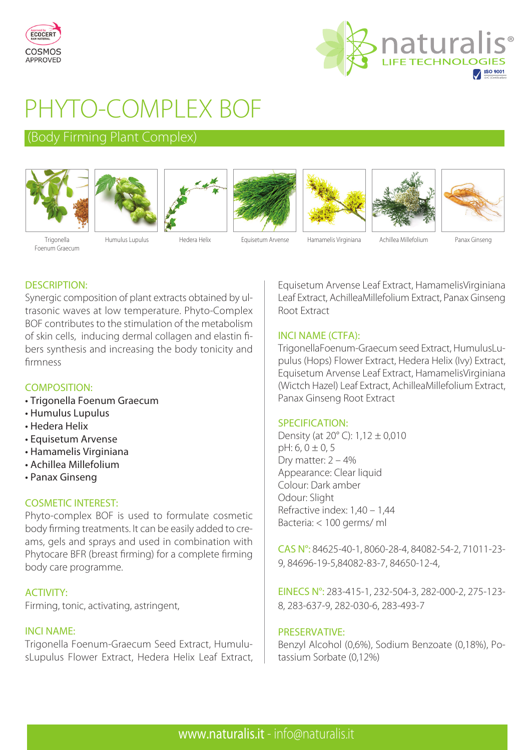COSMOS APPROVED

naturalis® LIFE TECHNOLOGIES

# PHYTO-COMPLEX BOF

## (Body Firming Plant Complex)

Trigonella Foenum Graecum | Humulus Lupulus | Hedera Helix | Equisetum Arvense | Hamamelis Virginiana | Achillea Millefolium | Panax Ginseng

### DESCRIPTION:

Synergic composition of plant extracts obtained by ultrasonic waves at low temperature. Phyto-Complex BOF contributes to the stimulation of the metabolism of skin cells, inducing dermal collagen and elastin fibers synthesis and increasing the body tonicity and firmness

### COMPOSITION:

- Trigonella Foenum Graecum
- Humulus Lupulus
- Hedera Helix
- Equisetum Arvense
- Hamamelis Virginiana
- Achillea Millefolium
- Panax Ginseng

### COSMETIC INTEREST:

Phyto-complex BOF is used to formulate cosmetic body firming treatments. It can be easily added to creams, gels and sprays and used in combination with Phytocare BFR (breast firming) for a complete firming body care programme.

### ACTIVITY:

Firming, tonic, activating, astringent,

### INCI NAME:

Trigonella Foenum-Graecum Seed Extract, HumulusLupulus Flower Extract, Hedera Helix Leaf Extract, Equisetum Arvense Leaf Extract, HamamelisVirginiana Leaf Extract, AchilleaMillefolium Extract, Panax Ginseng Root Extract

### INCI NAME (CTFA):

TrigonellaFoenum-Graecum seed Extract, HumulusLupulus (Hops) Flower Extract, Hedera Helix (Ivy) Extract, Equisetum Arvense Leaf Extract, HamamelisVirginiana (Wictch Hazel) Leaf Extract, AchilleaMillefolium Extract, Panax Ginseng Root Extract

### SPECIFICATION:

Density (at 20° C): 1,12 ± 0,010
pH: 6, 0 ± 0, 5
Dry matter: 2 – 4%
Appearance: Clear liquid
Colour: Dark amber
Odour: Slight
Refractive index: 1,40 – 1,44
Bacteria: < 100 germs/ ml

**CAS N°:** 84625-40-1, 8060-28-4, 84082-54-2, 71011-23-9, 84696-19-5,84082-83-7, 84650-12-4,

**EINECS N°:** 283-415-1, 232-504-3, 282-000-2, 275-123-8, 283-637-9, 282-030-6, 283-493-7

### PRESERVATIVE:

Benzyl Alcohol (0,6%), Sodium Benzoate (0,18%), Potassium Sorbate (0,12%)

www.naturalis.it - info@naturalis.it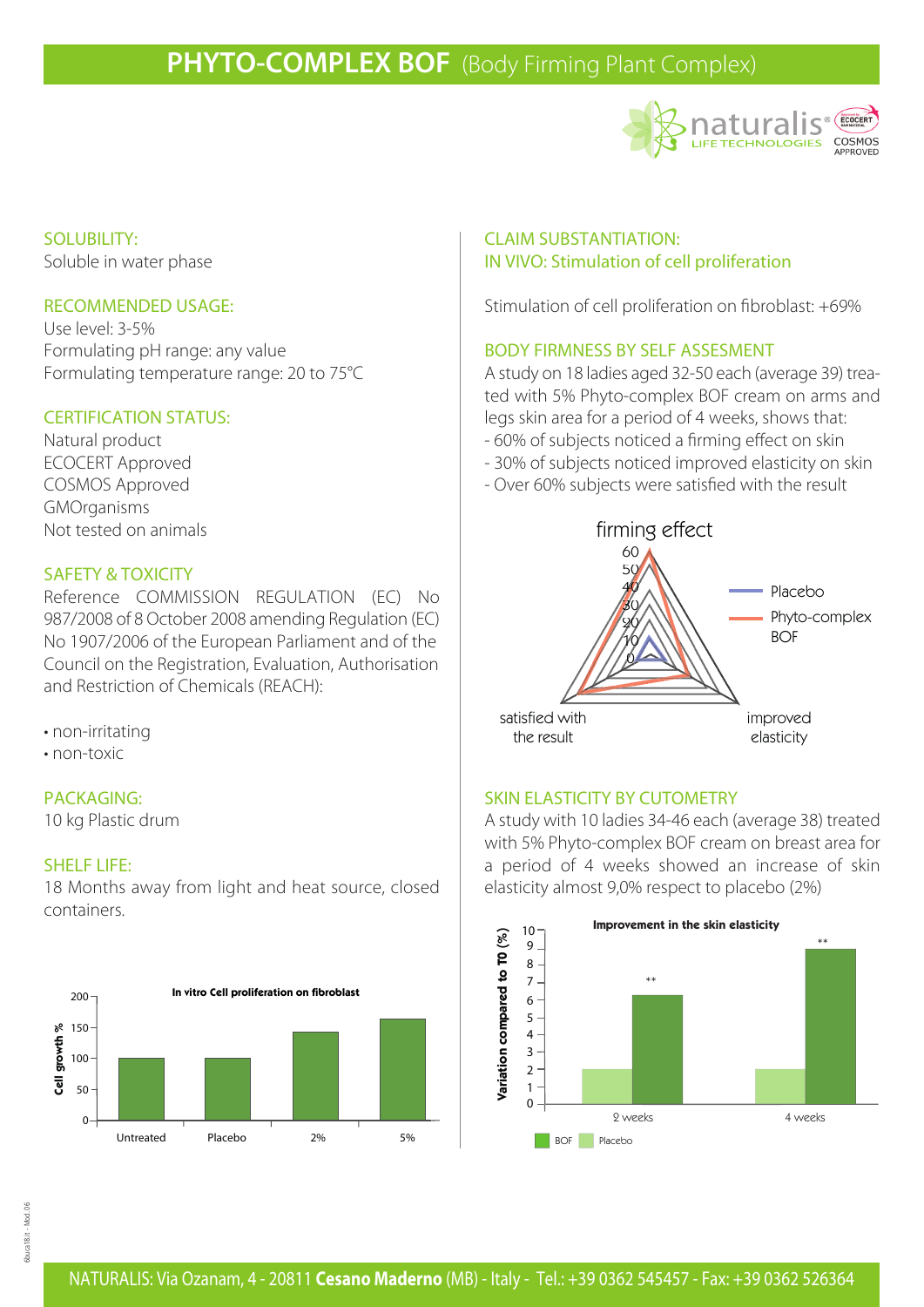# PHYTO-COMPLEX BOF (Body Firming Plant Complex)

naturalis® LIFE TECHNOLOGIES — ECOCERT COSMOS APPROVED

## SOLUBILITY:

Soluble in water phase

## RECOMMENDED USAGE:

Use level: 3-5%
Formulating pH range: any value
Formulating temperature range: 20 to 75°C

## CERTIFICATION STATUS:

Natural product
ECOCERT Approved
COSMOS Approved
GMOrganisms
Not tested on animals

## SAFETY & TOXICITY

Reference COMMISSION REGULATION (EC) No 987/2008 of 8 October 2008 amending Regulation (EC) No 1907/2006 of the European Parliament and of the Council on the Registration, Evaluation, Authorisation and Restriction of Chemicals (REACH):

- non-irritating
- non-toxic

## PACKAGING:

10 kg Plastic drum

## SHELF LIFE:

18 Months away from light and heat source, closed containers.

In vitro Cell proliferation on fibroblast

Cell growth %
0
50
100
150
200
Untreated
Placebo
2%
5%

## CLAIM SUBSTANTIATION:

## IN VIVO: Stimulation of cell proliferation

Stimulation of cell proliferation on fibroblast: +69%

## BODY FIRMNESS BY SELF ASSESMENT

A study on 18 ladies aged 32-50 each (average 39) treated with 5% Phyto-complex BOF cream on arms and legs skin area for a period of 4 weeks, shows that:

- 60% of subjects noticed a firming effect on skin
- 30% of subjects noticed improved elasticity on skin
- Over 60% subjects were satisfied with the result

firming effect
0
10
20
30
40
50
60
satisfied with the result
improved elasticity
Placebo
Phyto-complex BOF

## SKIN ELASTICITY BY CUTOMETRY

A study with 10 ladies 34-46 each (average 38) treated with 5% Phyto-complex BOF cream on breast area for a period of 4 weeks showed an increase of skin elasticity almost 9,0% respect to placebo (2%)

Improvement in the skin elasticity

Variation compared to T0 (%)
0
1
2
3
4
5
6
7
8
9
10
**
**
2 weeks
4 weeks
BOF
Placebo

NATURALIS: Via Ozanam, 4 - 20811 **Cesano Maderno** (MB) - Italy - Tel.: +39 0362 545457 - Fax: +39 0362 526364